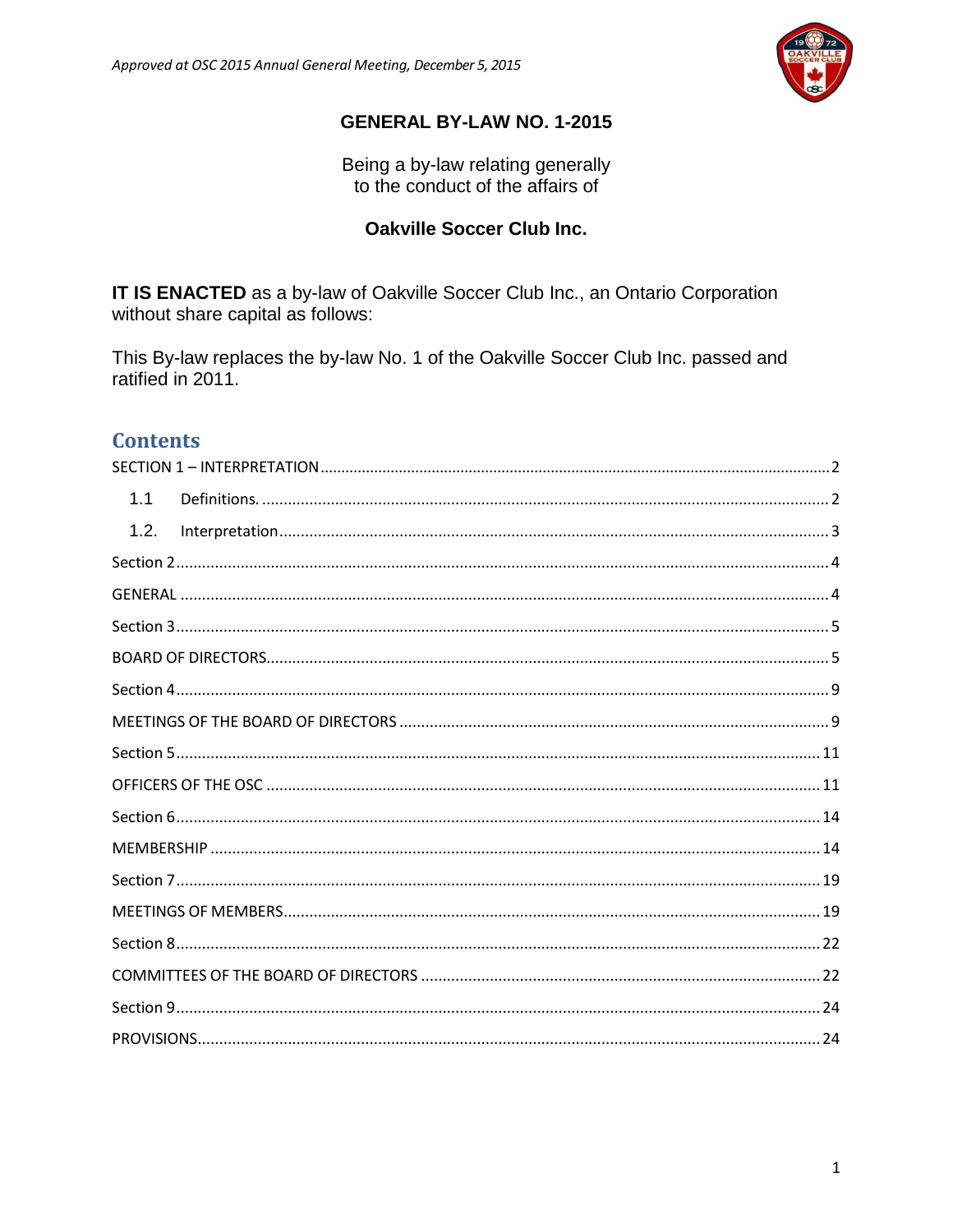*Approved at OSC 2015 Annual General Meeting, December 5, 2015*

# GENERAL BY-LAW NO. 1-2015

Being a by-law relating generally to the conduct of the affairs of

**Oakville Soccer Club Inc.**

**IT IS ENACTED** as a by-law of Oakville Soccer Club Inc., an Ontario Corporation without share capital as follows:

This By-law replaces the by-law No. 1 of the Oakville Soccer Club Inc. passed and ratified in 2011.

## Contents

SECTION 1 – INTERPRETATION ..... 2

- 1.1 Definitions. ..... 2
- 1.2. Interpretation ..... 3

Section 2 ..... 4

GENERAL ..... 4

Section 3 ..... 5

BOARD OF DIRECTORS ..... 5

Section 4 ..... 9

MEETINGS OF THE BOARD OF DIRECTORS ..... 9

Section 5 ..... 11

OFFICERS OF THE OSC ..... 11

Section 6 ..... 14

MEMBERSHIP ..... 14

Section 7 ..... 19

MEETINGS OF MEMBERS ..... 19

Section 8 ..... 22

COMMITTEES OF THE BOARD OF DIRECTORS ..... 22

Section 9 ..... 24

PROVISIONS ..... 24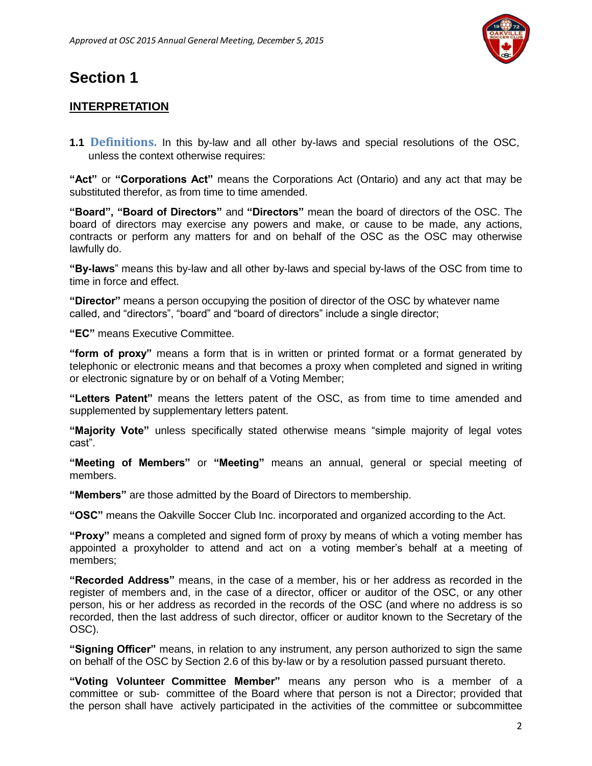*Approved at OSC 2015 Annual General Meeting, December 5, 2015*

# Section 1

## INTERPRETATION

**1.1 Definitions.** In this by-law and all other by-laws and special resolutions of the OSC, unless the context otherwise requires:

**"Act"** or **"Corporations Act"** means the Corporations Act (Ontario) and any act that may be substituted therefor, as from time to time amended.

**"Board", "Board of Directors"** and **"Directors"** mean the board of directors of the OSC. The board of directors may exercise any powers and make, or cause to be made, any actions, contracts or perform any matters for and on behalf of the OSC as the OSC may otherwise lawfully do.

**"By-laws**" means this by-law and all other by-laws and special by-laws of the OSC from time to time in force and effect.

**"Director"** means a person occupying the position of director of the OSC by whatever name called, and "directors", "board" and "board of directors" include a single director;

**"EC"** means Executive Committee.

**"form of proxy"** means a form that is in written or printed format or a format generated by telephonic or electronic means and that becomes a proxy when completed and signed in writing or electronic signature by or on behalf of a Voting Member;

**"Letters Patent"** means the letters patent of the OSC, as from time to time amended and supplemented by supplementary letters patent.

**"Majority Vote"** unless specifically stated otherwise means "simple majority of legal votes cast".

**"Meeting of Members"** or **"Meeting"** means an annual, general or special meeting of members.

**"Members"** are those admitted by the Board of Directors to membership.

**"OSC"** means the Oakville Soccer Club Inc. incorporated and organized according to the Act.

**"Proxy"** means a completed and signed form of proxy by means of which a voting member has appointed a proxyholder to attend and act on a voting member's behalf at a meeting of members;

**"Recorded Address"** means, in the case of a member, his or her address as recorded in the register of members and, in the case of a director, officer or auditor of the OSC, or any other person, his or her address as recorded in the records of the OSC (and where no address is so recorded, then the last address of such director, officer or auditor known to the Secretary of the OSC).

**"Signing Officer"** means, in relation to any instrument, any person authorized to sign the same on behalf of the OSC by Section 2.6 of this by-law or by a resolution passed pursuant thereto.

**"Voting Volunteer Committee Member"** means any person who is a member of a committee or sub- committee of the Board where that person is not a Director; provided that the person shall have actively participated in the activities of the committee or subcommittee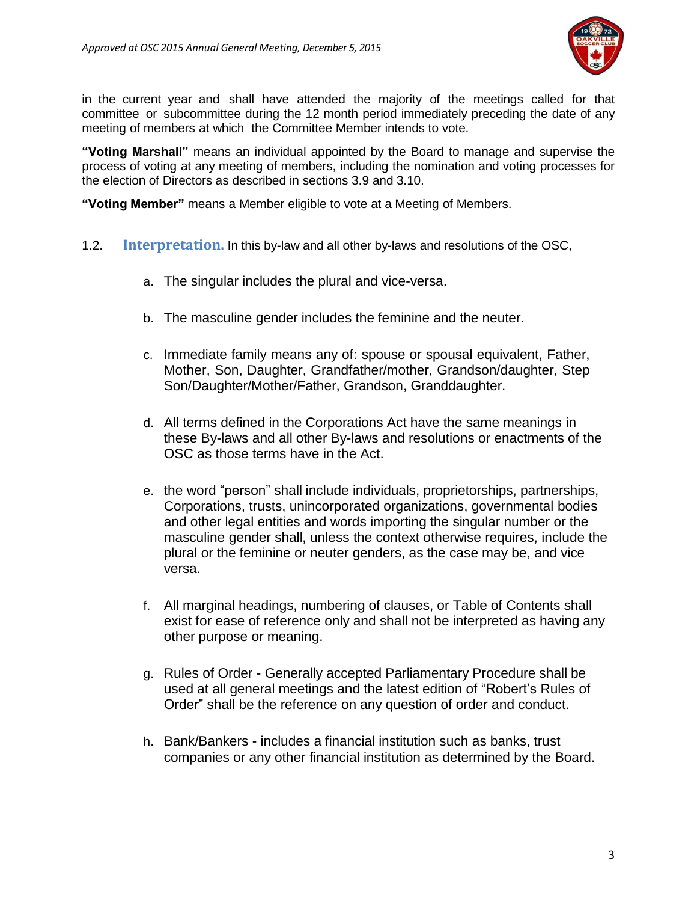in the current year and shall have attended the majority of the meetings called for that committee or subcommittee during the 12 month period immediately preceding the date of any meeting of members at which the Committee Member intends to vote.

**"Voting Marshall"** means an individual appointed by the Board to manage and supervise the process of voting at any meeting of members, including the nomination and voting processes for the election of Directors as described in sections 3.9 and 3.10.

**"Voting Member"** means a Member eligible to vote at a Meeting of Members.

1.2. **Interpretation.** In this by-law and all other by-laws and resolutions of the OSC,

a. The singular includes the plural and vice-versa.

b. The masculine gender includes the feminine and the neuter.

c. Immediate family means any of: spouse or spousal equivalent, Father, Mother, Son, Daughter, Grandfather/mother, Grandson/daughter, Step Son/Daughter/Mother/Father, Grandson, Granddaughter.

d. All terms defined in the Corporations Act have the same meanings in these By-laws and all other By-laws and resolutions or enactments of the OSC as those terms have in the Act.

e. the word "person" shall include individuals, proprietorships, partnerships, Corporations, trusts, unincorporated organizations, governmental bodies and other legal entities and words importing the singular number or the masculine gender shall, unless the context otherwise requires, include the plural or the feminine or neuter genders, as the case may be, and vice versa.

f. All marginal headings, numbering of clauses, or Table of Contents shall exist for ease of reference only and shall not be interpreted as having any other purpose or meaning.

g. Rules of Order - Generally accepted Parliamentary Procedure shall be used at all general meetings and the latest edition of "Robert's Rules of Order" shall be the reference on any question of order and conduct.

h. Bank/Bankers - includes a financial institution such as banks, trust companies or any other financial institution as determined by the Board.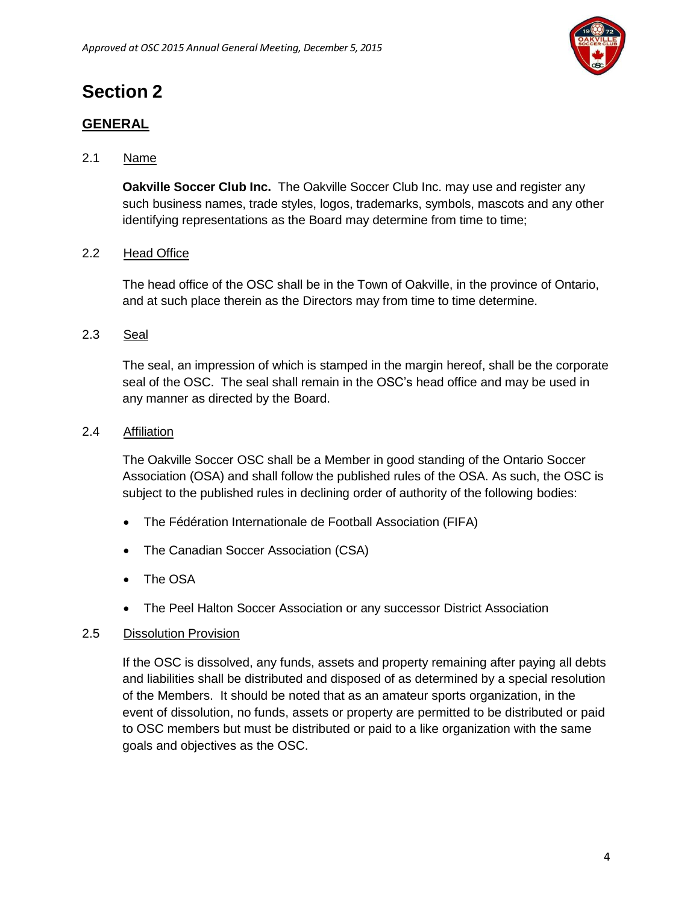# Section 2

## GENERAL

2.1 Name

**Oakville Soccer Club Inc.** The Oakville Soccer Club Inc. may use and register any such business names, trade styles, logos, trademarks, symbols, mascots and any other identifying representations as the Board may determine from time to time;

2.2 Head Office

The head office of the OSC shall be in the Town of Oakville, in the province of Ontario, and at such place therein as the Directors may from time to time determine.

2.3 Seal

The seal, an impression of which is stamped in the margin hereof, shall be the corporate seal of the OSC. The seal shall remain in the OSC's head office and may be used in any manner as directed by the Board.

2.4 Affiliation

The Oakville Soccer OSC shall be a Member in good standing of the Ontario Soccer Association (OSA) and shall follow the published rules of the OSA. As such, the OSC is subject to the published rules in declining order of authority of the following bodies:

- The Fédération Internationale de Football Association (FIFA)
- The Canadian Soccer Association (CSA)
- The OSA
- The Peel Halton Soccer Association or any successor District Association

2.5 Dissolution Provision

If the OSC is dissolved, any funds, assets and property remaining after paying all debts and liabilities shall be distributed and disposed of as determined by a special resolution of the Members. It should be noted that as an amateur sports organization, in the event of dissolution, no funds, assets or property are permitted to be distributed or paid to OSC members but must be distributed or paid to a like organization with the same goals and objectives as the OSC.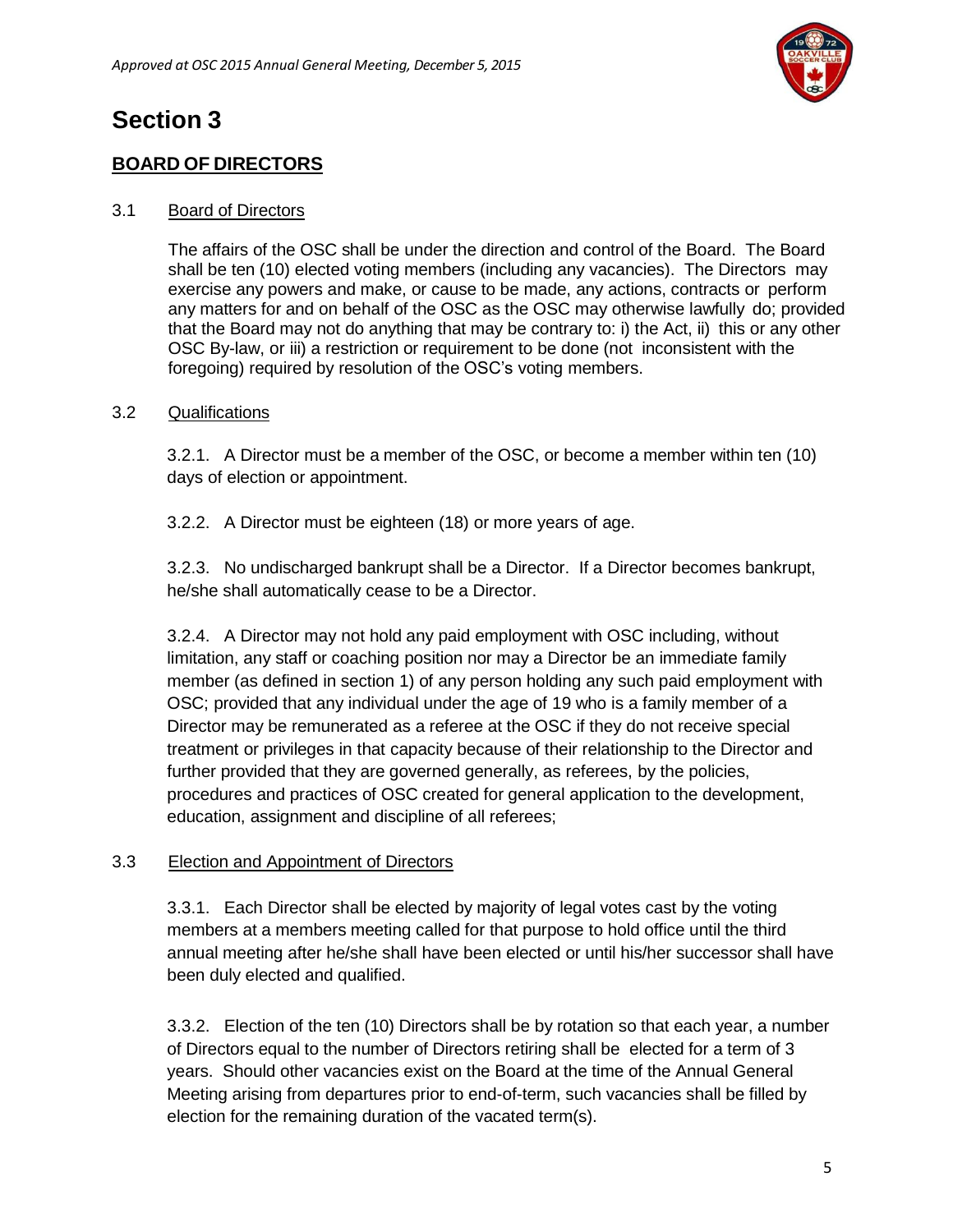# Section 3

## BOARD OF DIRECTORS

### 3.1 Board of Directors

The affairs of the OSC shall be under the direction and control of the Board. The Board shall be ten (10) elected voting members (including any vacancies). The Directors may exercise any powers and make, or cause to be made, any actions, contracts or perform any matters for and on behalf of the OSC as the OSC may otherwise lawfully do; provided that the Board may not do anything that may be contrary to: i) the Act, ii) this or any other OSC By-law, or iii) a restriction or requirement to be done (not inconsistent with the foregoing) required by resolution of the OSC's voting members.

### 3.2 Qualifications

3.2.1. A Director must be a member of the OSC, or become a member within ten (10) days of election or appointment.

3.2.2. A Director must be eighteen (18) or more years of age.

3.2.3. No undischarged bankrupt shall be a Director. If a Director becomes bankrupt, he/she shall automatically cease to be a Director.

3.2.4. A Director may not hold any paid employment with OSC including, without limitation, any staff or coaching position nor may a Director be an immediate family member (as defined in section 1) of any person holding any such paid employment with OSC; provided that any individual under the age of 19 who is a family member of a Director may be remunerated as a referee at the OSC if they do not receive special treatment or privileges in that capacity because of their relationship to the Director and further provided that they are governed generally, as referees, by the policies, procedures and practices of OSC created for general application to the development, education, assignment and discipline of all referees;

### 3.3 Election and Appointment of Directors

3.3.1. Each Director shall be elected by majority of legal votes cast by the voting members at a members meeting called for that purpose to hold office until the third annual meeting after he/she shall have been elected or until his/her successor shall have been duly elected and qualified.

3.3.2. Election of the ten (10) Directors shall be by rotation so that each year, a number of Directors equal to the number of Directors retiring shall be elected for a term of 3 years. Should other vacancies exist on the Board at the time of the Annual General Meeting arising from departures prior to end-of-term, such vacancies shall be filled by election for the remaining duration of the vacated term(s).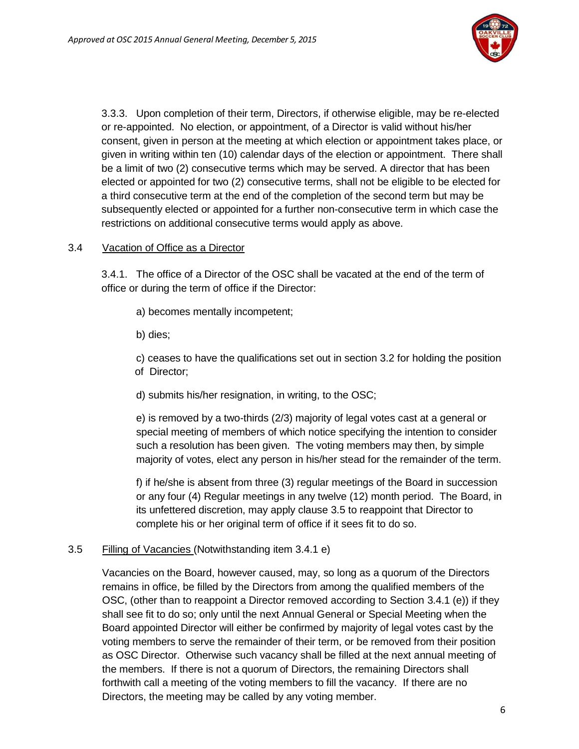3.3.3. Upon completion of their term, Directors, if otherwise eligible, may be re-elected or re-appointed. No election, or appointment, of a Director is valid without his/her consent, given in person at the meeting at which election or appointment takes place, or given in writing within ten (10) calendar days of the election or appointment. There shall be a limit of two (2) consecutive terms which may be served. A director that has been elected or appointed for two (2) consecutive terms, shall not be eligible to be elected for a third consecutive term at the end of the completion of the second term but may be subsequently elected or appointed for a further non-consecutive term in which case the restrictions on additional consecutive terms would apply as above.

3.4 Vacation of Office as a Director

3.4.1. The office of a Director of the OSC shall be vacated at the end of the term of office or during the term of office if the Director:

a) becomes mentally incompetent;

b) dies;

c) ceases to have the qualifications set out in section 3.2 for holding the position of Director;

d) submits his/her resignation, in writing, to the OSC;

e) is removed by a two-thirds (2/3) majority of legal votes cast at a general or special meeting of members of which notice specifying the intention to consider such a resolution has been given. The voting members may then, by simple majority of votes, elect any person in his/her stead for the remainder of the term.

f) if he/she is absent from three (3) regular meetings of the Board in succession or any four (4) Regular meetings in any twelve (12) month period. The Board, in its unfettered discretion, may apply clause 3.5 to reappoint that Director to complete his or her original term of office if it sees fit to do so.

3.5 Filling of Vacancies (Notwithstanding item 3.4.1 e)

Vacancies on the Board, however caused, may, so long as a quorum of the Directors remains in office, be filled by the Directors from among the qualified members of the OSC, (other than to reappoint a Director removed according to Section 3.4.1 (e)) if they shall see fit to do so; only until the next Annual General or Special Meeting when the Board appointed Director will either be confirmed by majority of legal votes cast by the voting members to serve the remainder of their term, or be removed from their position as OSC Director. Otherwise such vacancy shall be filled at the next annual meeting of the members. If there is not a quorum of Directors, the remaining Directors shall forthwith call a meeting of the voting members to fill the vacancy. If there are no Directors, the meeting may be called by any voting member.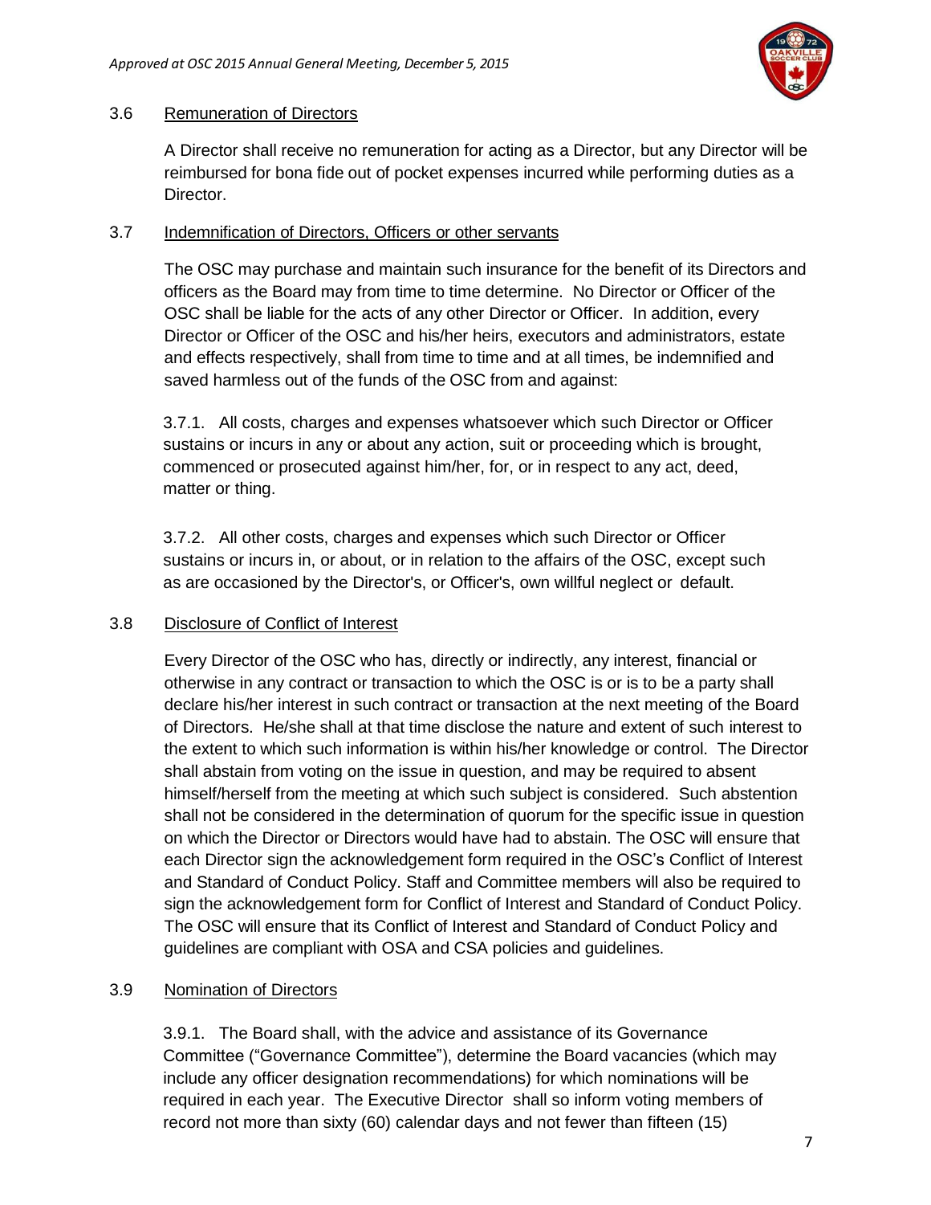### 3.6 Remuneration of Directors

A Director shall receive no remuneration for acting as a Director, but any Director will be reimbursed for bona fide out of pocket expenses incurred while performing duties as a Director.

### 3.7 Indemnification of Directors, Officers or other servants

The OSC may purchase and maintain such insurance for the benefit of its Directors and officers as the Board may from time to time determine. No Director or Officer of the OSC shall be liable for the acts of any other Director or Officer. In addition, every Director or Officer of the OSC and his/her heirs, executors and administrators, estate and effects respectively, shall from time to time and at all times, be indemnified and saved harmless out of the funds of the OSC from and against:

3.7.1. All costs, charges and expenses whatsoever which such Director or Officer sustains or incurs in any or about any action, suit or proceeding which is brought, commenced or prosecuted against him/her, for, or in respect to any act, deed, matter or thing.

3.7.2. All other costs, charges and expenses which such Director or Officer sustains or incurs in, or about, or in relation to the affairs of the OSC, except such as are occasioned by the Director's, or Officer's, own willful neglect or default.

### 3.8 Disclosure of Conflict of Interest

Every Director of the OSC who has, directly or indirectly, any interest, financial or otherwise in any contract or transaction to which the OSC is or is to be a party shall declare his/her interest in such contract or transaction at the next meeting of the Board of Directors. He/she shall at that time disclose the nature and extent of such interest to the extent to which such information is within his/her knowledge or control. The Director shall abstain from voting on the issue in question, and may be required to absent himself/herself from the meeting at which such subject is considered. Such abstention shall not be considered in the determination of quorum for the specific issue in question on which the Director or Directors would have had to abstain. The OSC will ensure that each Director sign the acknowledgement form required in the OSC's Conflict of Interest and Standard of Conduct Policy. Staff and Committee members will also be required to sign the acknowledgement form for Conflict of Interest and Standard of Conduct Policy. The OSC will ensure that its Conflict of Interest and Standard of Conduct Policy and guidelines are compliant with OSA and CSA policies and guidelines.

### 3.9 Nomination of Directors

3.9.1. The Board shall, with the advice and assistance of its Governance Committee ("Governance Committee"), determine the Board vacancies (which may include any officer designation recommendations) for which nominations will be required in each year. The Executive Director shall so inform voting members of record not more than sixty (60) calendar days and not fewer than fifteen (15)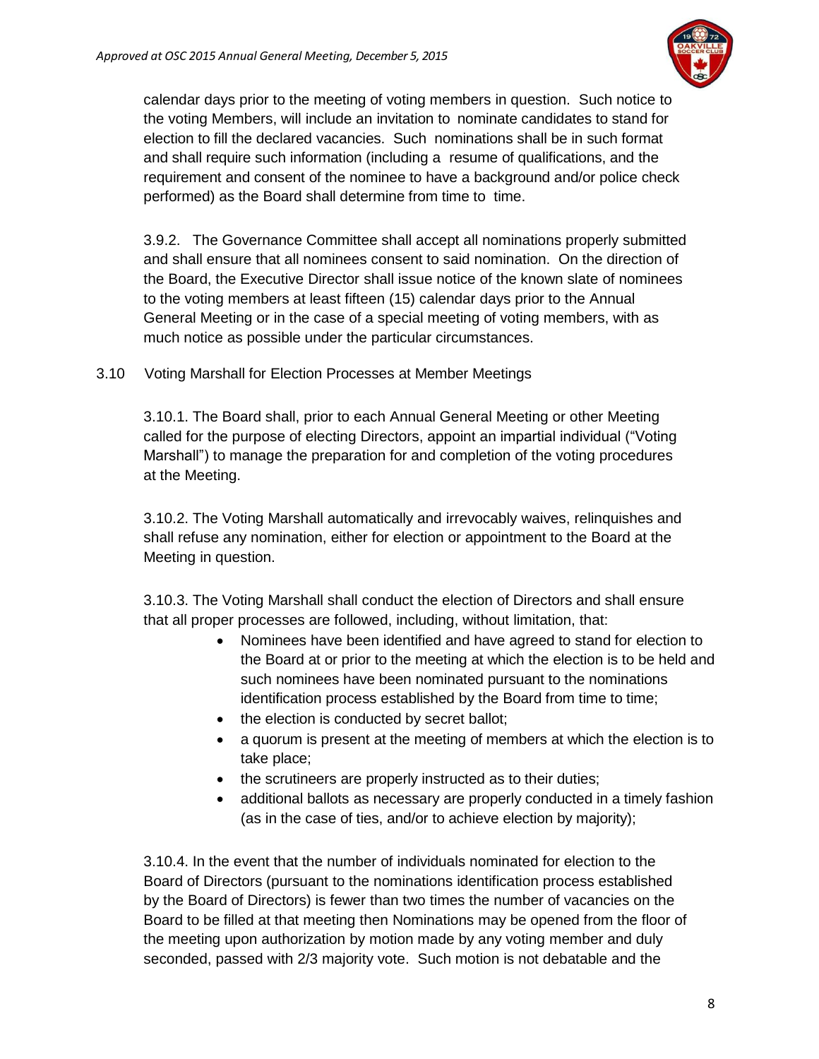calendar days prior to the meeting of voting members in question. Such notice to the voting Members, will include an invitation to nominate candidates to stand for election to fill the declared vacancies. Such nominations shall be in such format and shall require such information (including a resume of qualifications, and the requirement and consent of the nominee to have a background and/or police check performed) as the Board shall determine from time to time.

3.9.2. The Governance Committee shall accept all nominations properly submitted and shall ensure that all nominees consent to said nomination. On the direction of the Board, the Executive Director shall issue notice of the known slate of nominees to the voting members at least fifteen (15) calendar days prior to the Annual General Meeting or in the case of a special meeting of voting members, with as much notice as possible under the particular circumstances.

3.10 Voting Marshall for Election Processes at Member Meetings

3.10.1. The Board shall, prior to each Annual General Meeting or other Meeting called for the purpose of electing Directors, appoint an impartial individual ("Voting Marshall") to manage the preparation for and completion of the voting procedures at the Meeting.

3.10.2. The Voting Marshall automatically and irrevocably waives, relinquishes and shall refuse any nomination, either for election or appointment to the Board at the Meeting in question.

3.10.3. The Voting Marshall shall conduct the election of Directors and shall ensure that all proper processes are followed, including, without limitation, that:

- Nominees have been identified and have agreed to stand for election to the Board at or prior to the meeting at which the election is to be held and such nominees have been nominated pursuant to the nominations identification process established by the Board from time to time;
- the election is conducted by secret ballot;
- a quorum is present at the meeting of members at which the election is to take place;
- the scrutineers are properly instructed as to their duties;
- additional ballots as necessary are properly conducted in a timely fashion (as in the case of ties, and/or to achieve election by majority);

3.10.4. In the event that the number of individuals nominated for election to the Board of Directors (pursuant to the nominations identification process established by the Board of Directors) is fewer than two times the number of vacancies on the Board to be filled at that meeting then Nominations may be opened from the floor of the meeting upon authorization by motion made by any voting member and duly seconded, passed with 2/3 majority vote. Such motion is not debatable and the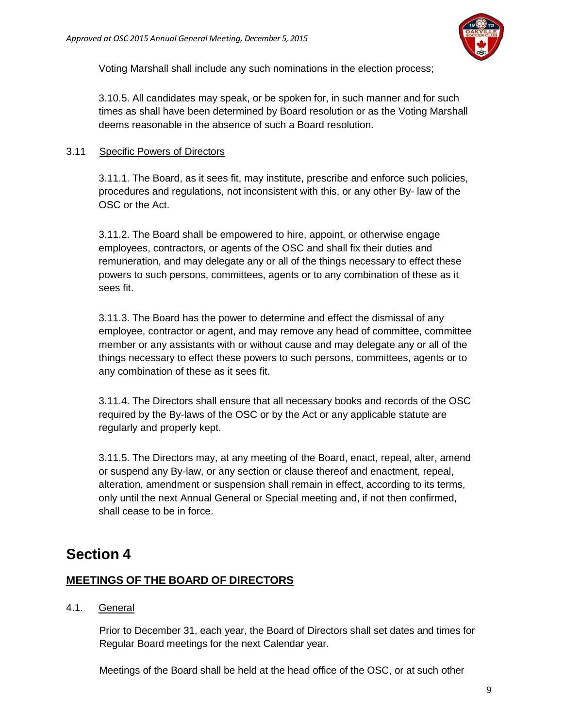Voting Marshall shall include any such nominations in the election process;

3.10.5. All candidates may speak, or be spoken for, in such manner and for such times as shall have been determined by Board resolution or as the Voting Marshall deems reasonable in the absence of such a Board resolution.

3.11 Specific Powers of Directors

3.11.1. The Board, as it sees fit, may institute, prescribe and enforce such policies, procedures and regulations, not inconsistent with this, or any other By- law of the OSC or the Act.

3.11.2. The Board shall be empowered to hire, appoint, or otherwise engage employees, contractors, or agents of the OSC and shall fix their duties and remuneration, and may delegate any or all of the things necessary to effect these powers to such persons, committees, agents or to any combination of these as it sees fit.

3.11.3. The Board has the power to determine and effect the dismissal of any employee, contractor or agent, and may remove any head of committee, committee member or any assistants with or without cause and may delegate any or all of the things necessary to effect these powers to such persons, committees, agents or to any combination of these as it sees fit.

3.11.4. The Directors shall ensure that all necessary books and records of the OSC required by the By-laws of the OSC or by the Act or any applicable statute are regularly and properly kept.

3.11.5. The Directors may, at any meeting of the Board, enact, repeal, alter, amend or suspend any By-law, or any section or clause thereof and enactment, repeal, alteration, amendment or suspension shall remain in effect, according to its terms, only until the next Annual General or Special meeting and, if not then confirmed, shall cease to be in force.

# Section 4

## MEETINGS OF THE BOARD OF DIRECTORS

4.1. General

Prior to December 31, each year, the Board of Directors shall set dates and times for Regular Board meetings for the next Calendar year.

Meetings of the Board shall be held at the head office of the OSC, or at such other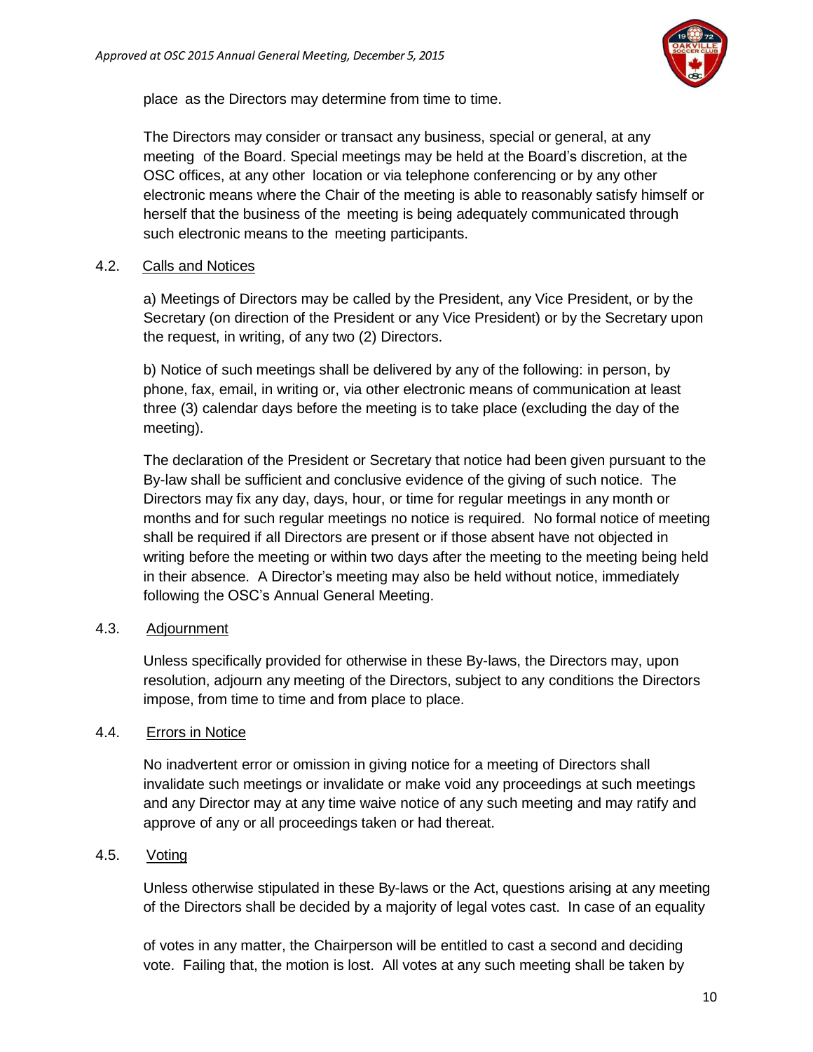place as the Directors may determine from time to time.

The Directors may consider or transact any business, special or general, at any meeting of the Board. Special meetings may be held at the Board's discretion, at the OSC offices, at any other location or via telephone conferencing or by any other electronic means where the Chair of the meeting is able to reasonably satisfy himself or herself that the business of the meeting is being adequately communicated through such electronic means to the meeting participants.

### 4.2. Calls and Notices

a) Meetings of Directors may be called by the President, any Vice President, or by the Secretary (on direction of the President or any Vice President) or by the Secretary upon the request, in writing, of any two (2) Directors.

b) Notice of such meetings shall be delivered by any of the following: in person, by phone, fax, email, in writing or, via other electronic means of communication at least three (3) calendar days before the meeting is to take place (excluding the day of the meeting).

The declaration of the President or Secretary that notice had been given pursuant to the By-law shall be sufficient and conclusive evidence of the giving of such notice. The Directors may fix any day, days, hour, or time for regular meetings in any month or months and for such regular meetings no notice is required. No formal notice of meeting shall be required if all Directors are present or if those absent have not objected in writing before the meeting or within two days after the meeting to the meeting being held in their absence. A Director's meeting may also be held without notice, immediately following the OSC's Annual General Meeting.

### 4.3. Adjournment

Unless specifically provided for otherwise in these By-laws, the Directors may, upon resolution, adjourn any meeting of the Directors, subject to any conditions the Directors impose, from time to time and from place to place.

### 4.4. Errors in Notice

No inadvertent error or omission in giving notice for a meeting of Directors shall invalidate such meetings or invalidate or make void any proceedings at such meetings and any Director may at any time waive notice of any such meeting and may ratify and approve of any or all proceedings taken or had thereat.

### 4.5. Voting

Unless otherwise stipulated in these By-laws or the Act, questions arising at any meeting of the Directors shall be decided by a majority of legal votes cast. In case of an equality of votes in any matter, the Chairperson will be entitled to cast a second and deciding vote. Failing that, the motion is lost. All votes at any such meeting shall be taken by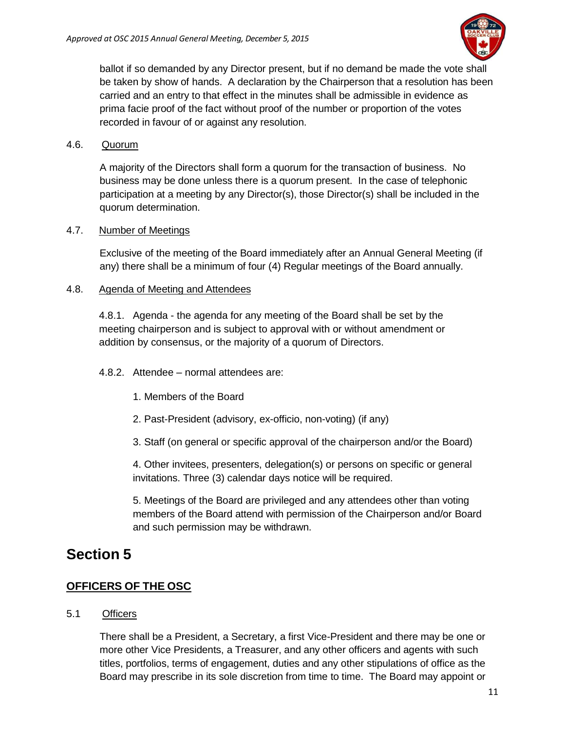ballot if so demanded by any Director present, but if no demand be made the vote shall be taken by show of hands. A declaration by the Chairperson that a resolution has been carried and an entry to that effect in the minutes shall be admissible in evidence as prima facie proof of the fact without proof of the number or proportion of the votes recorded in favour of or against any resolution.

4.6. Quorum

A majority of the Directors shall form a quorum for the transaction of business. No business may be done unless there is a quorum present. In the case of telephonic participation at a meeting by any Director(s), those Director(s) shall be included in the quorum determination.

4.7. Number of Meetings

Exclusive of the meeting of the Board immediately after an Annual General Meeting (if any) there shall be a minimum of four (4) Regular meetings of the Board annually.

4.8. Agenda of Meeting and Attendees

4.8.1. Agenda - the agenda for any meeting of the Board shall be set by the meeting chairperson and is subject to approval with or without amendment or addition by consensus, or the majority of a quorum of Directors.

4.8.2. Attendee – normal attendees are:

1. Members of the Board

2. Past-President (advisory, ex-officio, non-voting) (if any)

3. Staff (on general or specific approval of the chairperson and/or the Board)

4. Other invitees, presenters, delegation(s) or persons on specific or general invitations. Three (3) calendar days notice will be required.

5. Meetings of the Board are privileged and any attendees other than voting members of the Board attend with permission of the Chairperson and/or Board and such permission may be withdrawn.

# Section 5

## OFFICERS OF THE OSC

5.1 Officers

There shall be a President, a Secretary, a first Vice-President and there may be one or more other Vice Presidents, a Treasurer, and any other officers and agents with such titles, portfolios, terms of engagement, duties and any other stipulations of office as the Board may prescribe in its sole discretion from time to time. The Board may appoint or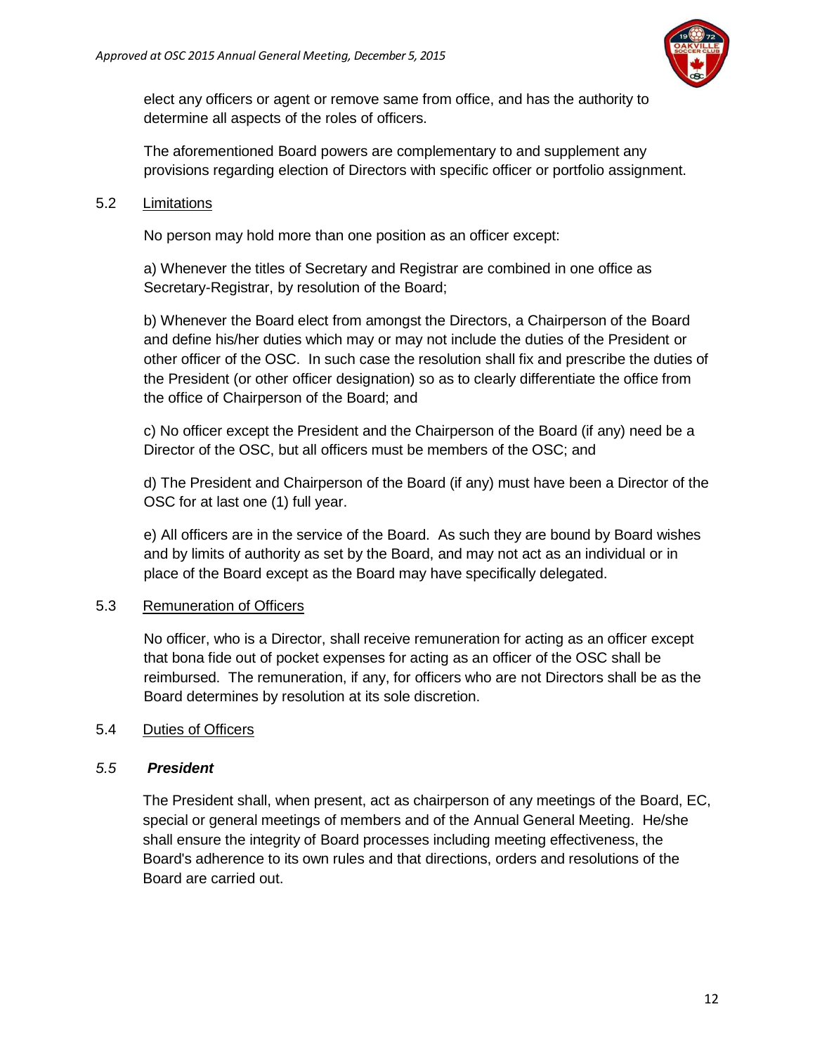elect any officers or agent or remove same from office, and has the authority to determine all aspects of the roles of officers.

The aforementioned Board powers are complementary to and supplement any provisions regarding election of Directors with specific officer or portfolio assignment.

### 5.2 <u>Limitations</u>

No person may hold more than one position as an officer except:

a) Whenever the titles of Secretary and Registrar are combined in one office as Secretary-Registrar, by resolution of the Board;

b) Whenever the Board elect from amongst the Directors, a Chairperson of the Board and define his/her duties which may or may not include the duties of the President or other officer of the OSC. In such case the resolution shall fix and prescribe the duties of the President (or other officer designation) so as to clearly differentiate the office from the office of Chairperson of the Board; and

c) No officer except the President and the Chairperson of the Board (if any) need be a Director of the OSC, but all officers must be members of the OSC; and

d) The President and Chairperson of the Board (if any) must have been a Director of the OSC for at last one (1) full year.

e) All officers are in the service of the Board. As such they are bound by Board wishes and by limits of authority as set by the Board, and may not act as an individual or in place of the Board except as the Board may have specifically delegated.

### 5.3 <u>Remuneration of Officers</u>

No officer, who is a Director, shall receive remuneration for acting as an officer except that bona fide out of pocket expenses for acting as an officer of the OSC shall be reimbursed. The remuneration, if any, for officers who are not Directors shall be as the Board determines by resolution at its sole discretion.

### 5.4 <u>Duties of Officers</u>

### *5.5* ***President***

The President shall, when present, act as chairperson of any meetings of the Board, EC, special or general meetings of members and of the Annual General Meeting. He/she shall ensure the integrity of Board processes including meeting effectiveness, the Board's adherence to its own rules and that directions, orders and resolutions of the Board are carried out.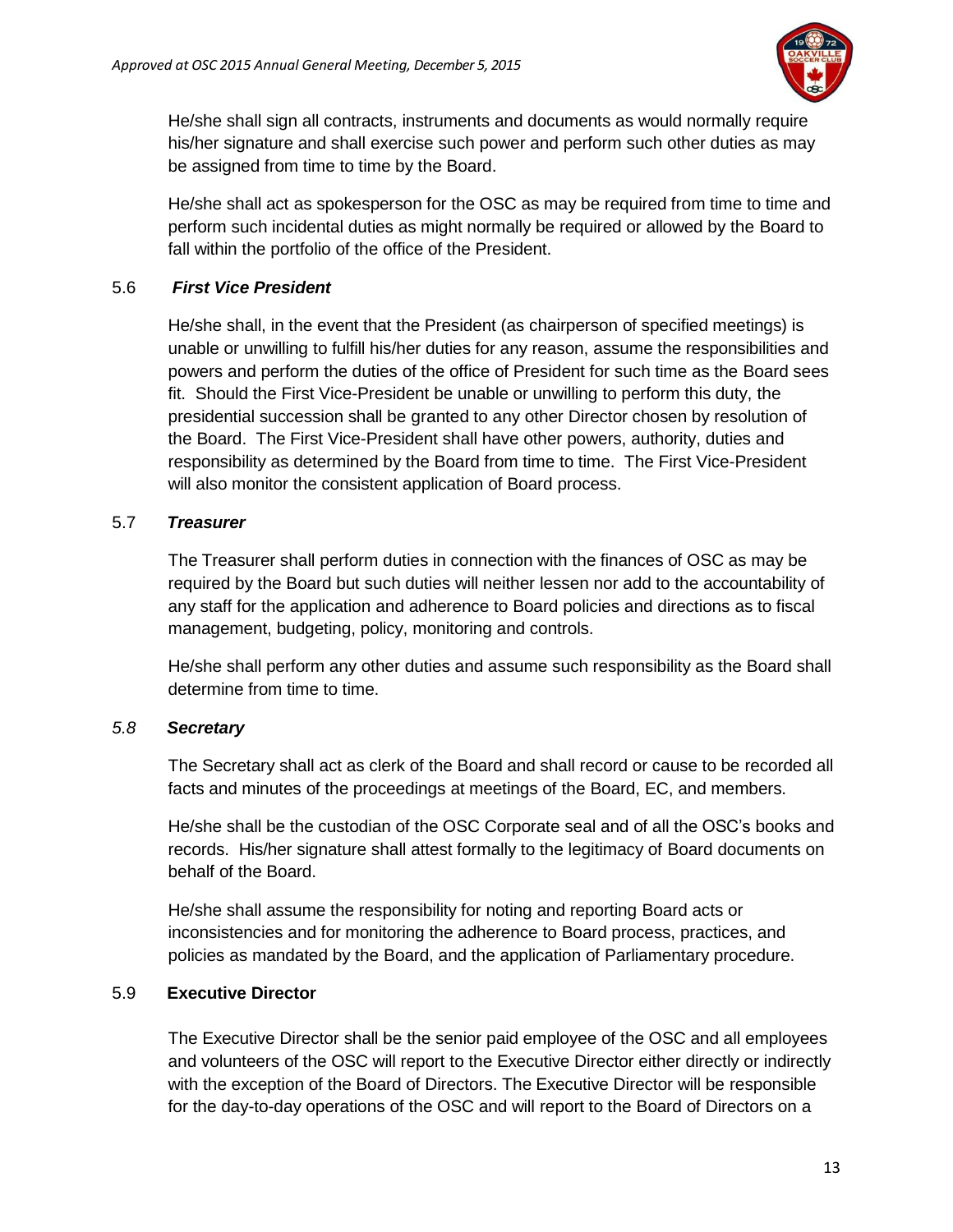He/she shall sign all contracts, instruments and documents as would normally require his/her signature and shall exercise such power and perform such other duties as may be assigned from time to time by the Board.

He/she shall act as spokesperson for the OSC as may be required from time to time and perform such incidental duties as might normally be required or allowed by the Board to fall within the portfolio of the office of the President.

### 5.6 *First Vice President*

He/she shall, in the event that the President (as chairperson of specified meetings) is unable or unwilling to fulfill his/her duties for any reason, assume the responsibilities and powers and perform the duties of the office of President for such time as the Board sees fit. Should the First Vice-President be unable or unwilling to perform this duty, the presidential succession shall be granted to any other Director chosen by resolution of the Board. The First Vice-President shall have other powers, authority, duties and responsibility as determined by the Board from time to time. The First Vice-President will also monitor the consistent application of Board process.

### 5.7 *Treasurer*

The Treasurer shall perform duties in connection with the finances of OSC as may be required by the Board but such duties will neither lessen nor add to the accountability of any staff for the application and adherence to Board policies and directions as to fiscal management, budgeting, policy, monitoring and controls.

He/she shall perform any other duties and assume such responsibility as the Board shall determine from time to time.

### *5.8 Secretary*

The Secretary shall act as clerk of the Board and shall record or cause to be recorded all facts and minutes of the proceedings at meetings of the Board, EC, and members.

He/she shall be the custodian of the OSC Corporate seal and of all the OSC's books and records. His/her signature shall attest formally to the legitimacy of Board documents on behalf of the Board.

He/she shall assume the responsibility for noting and reporting Board acts or inconsistencies and for monitoring the adherence to Board process, practices, and policies as mandated by the Board, and the application of Parliamentary procedure.

### 5.9 **Executive Director**

The Executive Director shall be the senior paid employee of the OSC and all employees and volunteers of the OSC will report to the Executive Director either directly or indirectly with the exception of the Board of Directors. The Executive Director will be responsible for the day-to-day operations of the OSC and will report to the Board of Directors on a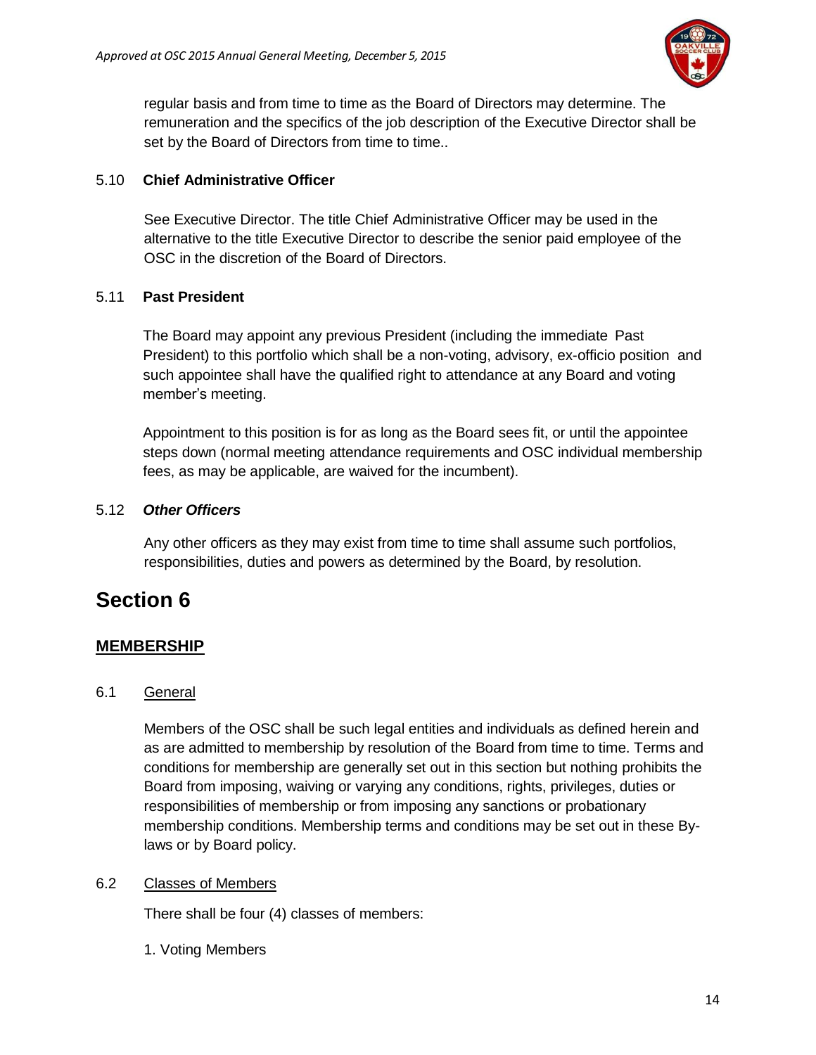regular basis and from time to time as the Board of Directors may determine. The remuneration and the specifics of the job description of the Executive Director shall be set by the Board of Directors from time to time..

### 5.10 **Chief Administrative Officer**

See Executive Director. The title Chief Administrative Officer may be used in the alternative to the title Executive Director to describe the senior paid employee of the OSC in the discretion of the Board of Directors.

### 5.11 **Past President**

The Board may appoint any previous President (including the immediate Past President) to this portfolio which shall be a non-voting, advisory, ex-officio position and such appointee shall have the qualified right to attendance at any Board and voting member's meeting.

Appointment to this position is for as long as the Board sees fit, or until the appointee steps down (normal meeting attendance requirements and OSC individual membership fees, as may be applicable, are waived for the incumbent).

### 5.12 ***Other Officers***

Any other officers as they may exist from time to time shall assume such portfolios, responsibilities, duties and powers as determined by the Board, by resolution.

# Section 6

## MEMBERSHIP

### 6.1 General

Members of the OSC shall be such legal entities and individuals as defined herein and as are admitted to membership by resolution of the Board from time to time. Terms and conditions for membership are generally set out in this section but nothing prohibits the Board from imposing, waiving or varying any conditions, rights, privileges, duties or responsibilities of membership or from imposing any sanctions or probationary membership conditions. Membership terms and conditions may be set out in these By-laws or by Board policy.

### 6.2 Classes of Members

There shall be four (4) classes of members:

1. Voting Members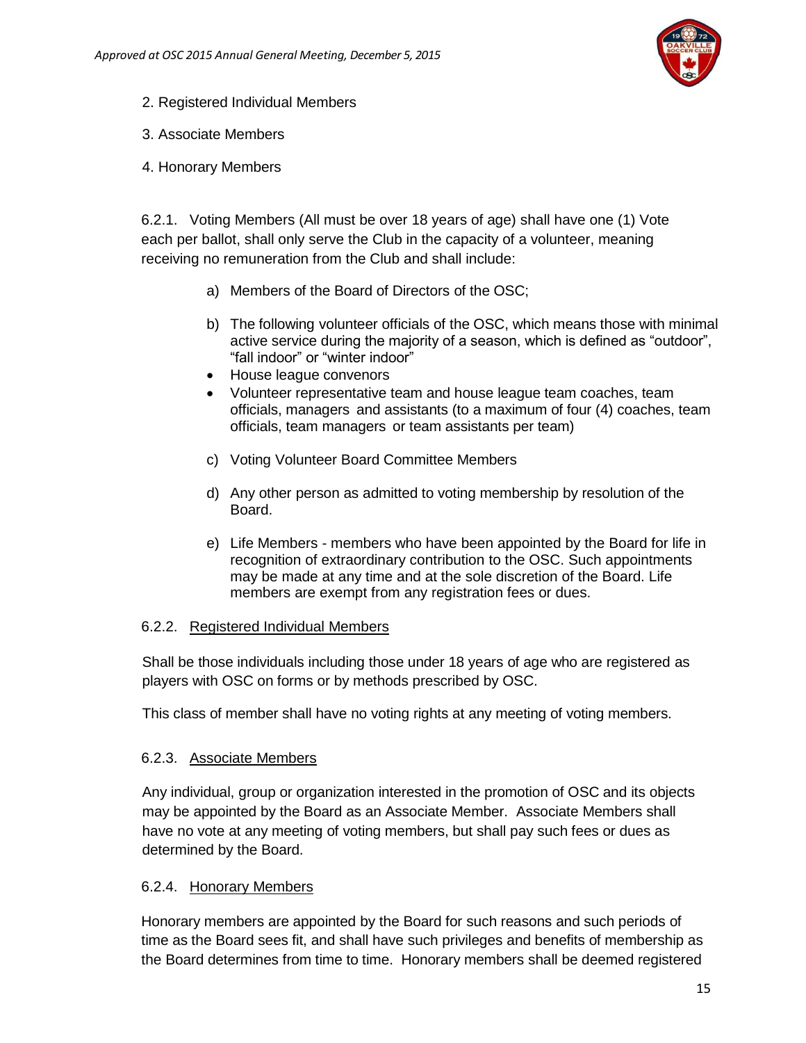2. Registered Individual Members

3. Associate Members

4. Honorary Members

6.2.1. Voting Members (All must be over 18 years of age) shall have one (1) Vote each per ballot, shall only serve the Club in the capacity of a volunteer, meaning receiving no remuneration from the Club and shall include:

a) Members of the Board of Directors of the OSC;

b) The following volunteer officials of the OSC, which means those with minimal active service during the majority of a season, which is defined as "outdoor", "fall indoor" or "winter indoor"

- House league convenors
- Volunteer representative team and house league team coaches, team officials, managers and assistants (to a maximum of four (4) coaches, team officials, team managers or team assistants per team)

c) Voting Volunteer Board Committee Members

d) Any other person as admitted to voting membership by resolution of the Board.

e) Life Members - members who have been appointed by the Board for life in recognition of extraordinary contribution to the OSC. Such appointments may be made at any time and at the sole discretion of the Board. Life members are exempt from any registration fees or dues.

6.2.2. <u>Registered Individual Members</u>

Shall be those individuals including those under 18 years of age who are registered as players with OSC on forms or by methods prescribed by OSC.

This class of member shall have no voting rights at any meeting of voting members.

6.2.3. <u>Associate Members</u>

Any individual, group or organization interested in the promotion of OSC and its objects may be appointed by the Board as an Associate Member. Associate Members shall have no vote at any meeting of voting members, but shall pay such fees or dues as determined by the Board.

6.2.4. <u>Honorary Members</u>

Honorary members are appointed by the Board for such reasons and such periods of time as the Board sees fit, and shall have such privileges and benefits of membership as the Board determines from time to time. Honorary members shall be deemed registered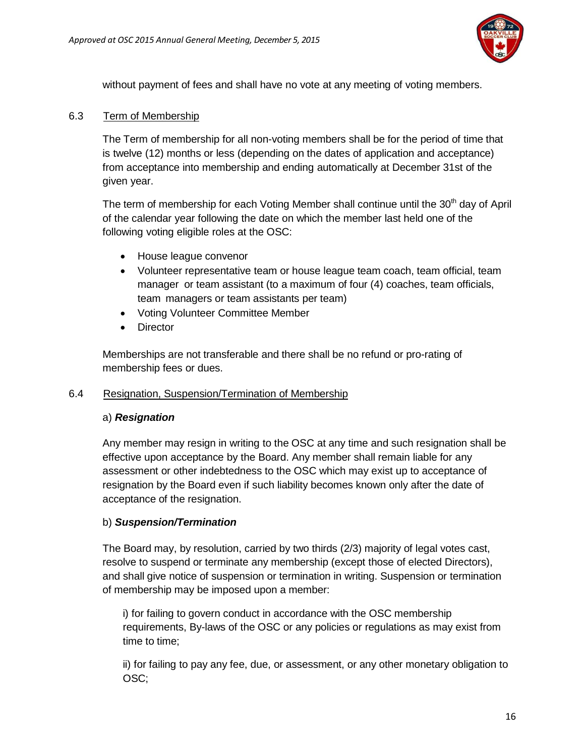without payment of fees and shall have no vote at any meeting of voting members.

### 6.3 Term of Membership

The Term of membership for all non-voting members shall be for the period of time that is twelve (12) months or less (depending on the dates of application and acceptance) from acceptance into membership and ending automatically at December 31st of the given year.

The term of membership for each Voting Member shall continue until the 30th day of April of the calendar year following the date on which the member last held one of the following voting eligible roles at the OSC:

- House league convenor
- Volunteer representative team or house league team coach, team official, team manager or team assistant (to a maximum of four (4) coaches, team officials, team managers or team assistants per team)
- Voting Volunteer Committee Member
- Director

Memberships are not transferable and there shall be no refund or pro-rating of membership fees or dues.

### 6.4 Resignation, Suspension/Termination of Membership

a) ***Resignation***

Any member may resign in writing to the OSC at any time and such resignation shall be effective upon acceptance by the Board. Any member shall remain liable for any assessment or other indebtedness to the OSC which may exist up to acceptance of resignation by the Board even if such liability becomes known only after the date of acceptance of the resignation.

b) ***Suspension/Termination***

The Board may, by resolution, carried by two thirds (2/3) majority of legal votes cast, resolve to suspend or terminate any membership (except those of elected Directors), and shall give notice of suspension or termination in writing. Suspension or termination of membership may be imposed upon a member:

i) for failing to govern conduct in accordance with the OSC membership requirements, By-laws of the OSC or any policies or regulations as may exist from time to time;

ii) for failing to pay any fee, due, or assessment, or any other monetary obligation to OSC;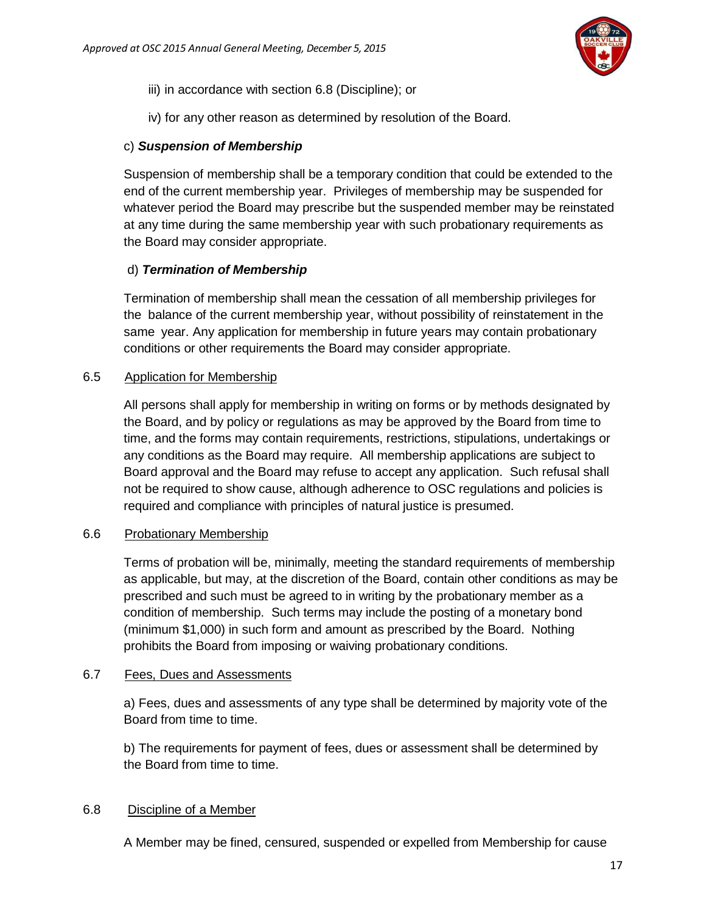iii) in accordance with section 6.8 (Discipline); or

iv) for any other reason as determined by resolution of the Board.

c) ***Suspension of Membership***

Suspension of membership shall be a temporary condition that could be extended to the end of the current membership year. Privileges of membership may be suspended for whatever period the Board may prescribe but the suspended member may be reinstated at any time during the same membership year with such probationary requirements as the Board may consider appropriate.

d) ***Termination of Membership***

Termination of membership shall mean the cessation of all membership privileges for the balance of the current membership year, without possibility of reinstatement in the same year. Any application for membership in future years may contain probationary conditions or other requirements the Board may consider appropriate.

6.5 Application for Membership

All persons shall apply for membership in writing on forms or by methods designated by the Board, and by policy or regulations as may be approved by the Board from time to time, and the forms may contain requirements, restrictions, stipulations, undertakings or any conditions as the Board may require. All membership applications are subject to Board approval and the Board may refuse to accept any application. Such refusal shall not be required to show cause, although adherence to OSC regulations and policies is required and compliance with principles of natural justice is presumed.

6.6 Probationary Membership

Terms of probation will be, minimally, meeting the standard requirements of membership as applicable, but may, at the discretion of the Board, contain other conditions as may be prescribed and such must be agreed to in writing by the probationary member as a condition of membership. Such terms may include the posting of a monetary bond (minimum $1,000) in such form and amount as prescribed by the Board. Nothing prohibits the Board from imposing or waiving probationary conditions.

6.7 Fees, Dues and Assessments

a) Fees, dues and assessments of any type shall be determined by majority vote of the Board from time to time.

b) The requirements for payment of fees, dues or assessment shall be determined by the Board from time to time.

6.8 Discipline of a Member

A Member may be fined, censured, suspended or expelled from Membership for cause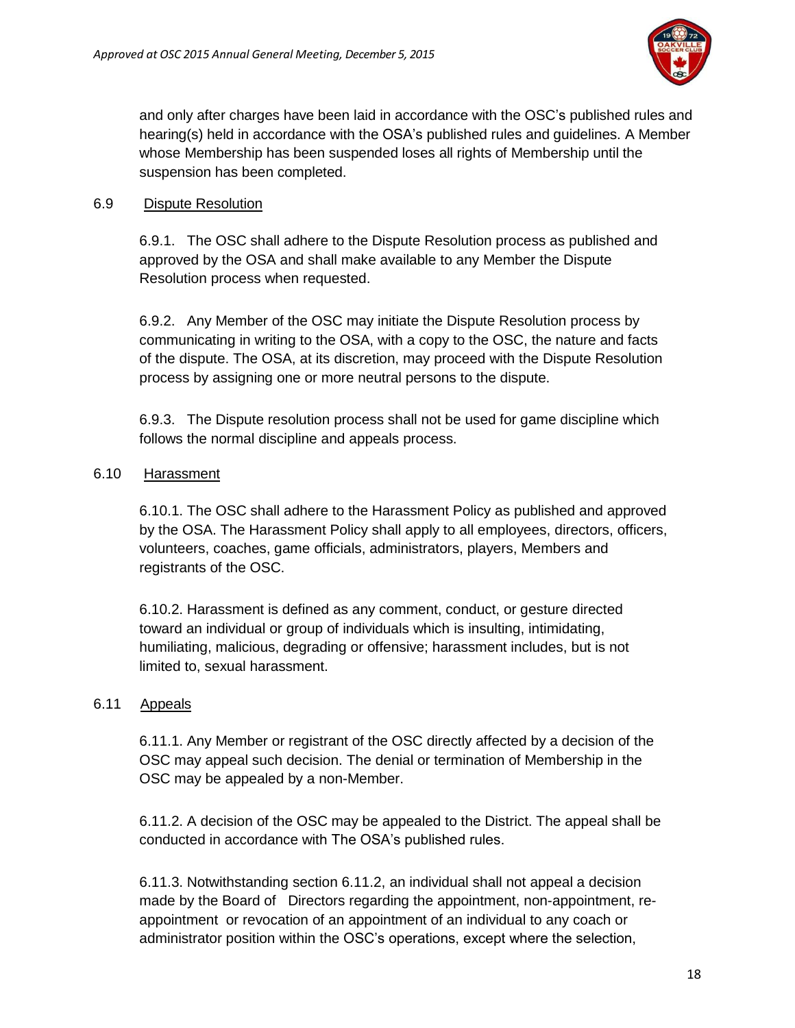and only after charges have been laid in accordance with the OSC's published rules and hearing(s) held in accordance with the OSA's published rules and guidelines. A Member whose Membership has been suspended loses all rights of Membership until the suspension has been completed.

6.9 Dispute Resolution

6.9.1. The OSC shall adhere to the Dispute Resolution process as published and approved by the OSA and shall make available to any Member the Dispute Resolution process when requested.

6.9.2. Any Member of the OSC may initiate the Dispute Resolution process by communicating in writing to the OSA, with a copy to the OSC, the nature and facts of the dispute. The OSA, at its discretion, may proceed with the Dispute Resolution process by assigning one or more neutral persons to the dispute.

6.9.3. The Dispute resolution process shall not be used for game discipline which follows the normal discipline and appeals process.

6.10 Harassment

6.10.1. The OSC shall adhere to the Harassment Policy as published and approved by the OSA. The Harassment Policy shall apply to all employees, directors, officers, volunteers, coaches, game officials, administrators, players, Members and registrants of the OSC.

6.10.2. Harassment is defined as any comment, conduct, or gesture directed toward an individual or group of individuals which is insulting, intimidating, humiliating, malicious, degrading or offensive; harassment includes, but is not limited to, sexual harassment.

6.11 Appeals

6.11.1. Any Member or registrant of the OSC directly affected by a decision of the OSC may appeal such decision. The denial or termination of Membership in the OSC may be appealed by a non-Member.

6.11.2. A decision of the OSC may be appealed to the District. The appeal shall be conducted in accordance with The OSA's published rules.

6.11.3. Notwithstanding section 6.11.2, an individual shall not appeal a decision made by the Board of Directors regarding the appointment, non-appointment, re-appointment or revocation of an appointment of an individual to any coach or administrator position within the OSC's operations, except where the selection,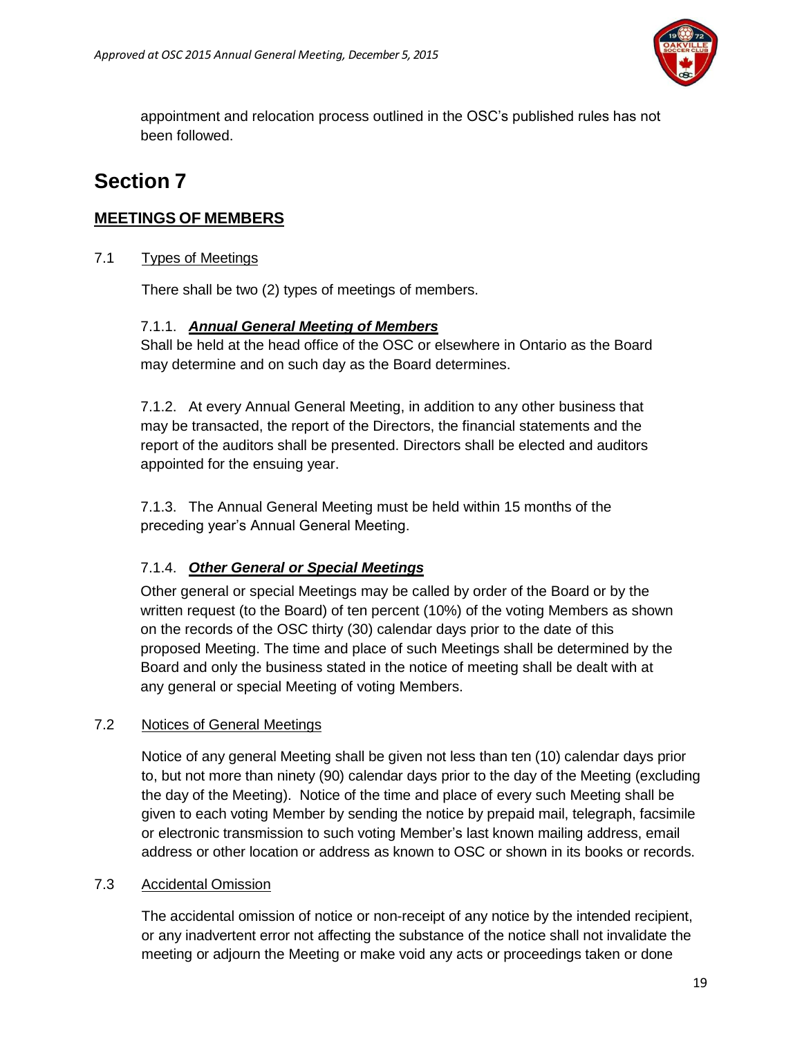appointment and relocation process outlined in the OSC's published rules has not been followed.

# Section 7

## MEETINGS OF MEMBERS

7.1 Types of Meetings

There shall be two (2) types of meetings of members.

7.1.1. ***Annual General Meeting of Members***
Shall be held at the head office of the OSC or elsewhere in Ontario as the Board may determine and on such day as the Board determines.

7.1.2. At every Annual General Meeting, in addition to any other business that may be transacted, the report of the Directors, the financial statements and the report of the auditors shall be presented. Directors shall be elected and auditors appointed for the ensuing year.

7.1.3. The Annual General Meeting must be held within 15 months of the preceding year's Annual General Meeting.

7.1.4. ***Other General or Special Meetings***

Other general or special Meetings may be called by order of the Board or by the written request (to the Board) of ten percent (10%) of the voting Members as shown on the records of the OSC thirty (30) calendar days prior to the date of this proposed Meeting. The time and place of such Meetings shall be determined by the Board and only the business stated in the notice of meeting shall be dealt with at any general or special Meeting of voting Members.

7.2 Notices of General Meetings

Notice of any general Meeting shall be given not less than ten (10) calendar days prior to, but not more than ninety (90) calendar days prior to the day of the Meeting (excluding the day of the Meeting). Notice of the time and place of every such Meeting shall be given to each voting Member by sending the notice by prepaid mail, telegraph, facsimile or electronic transmission to such voting Member's last known mailing address, email address or other location or address as known to OSC or shown in its books or records.

7.3 Accidental Omission

The accidental omission of notice or non-receipt of any notice by the intended recipient, or any inadvertent error not affecting the substance of the notice shall not invalidate the meeting or adjourn the Meeting or make void any acts or proceedings taken or done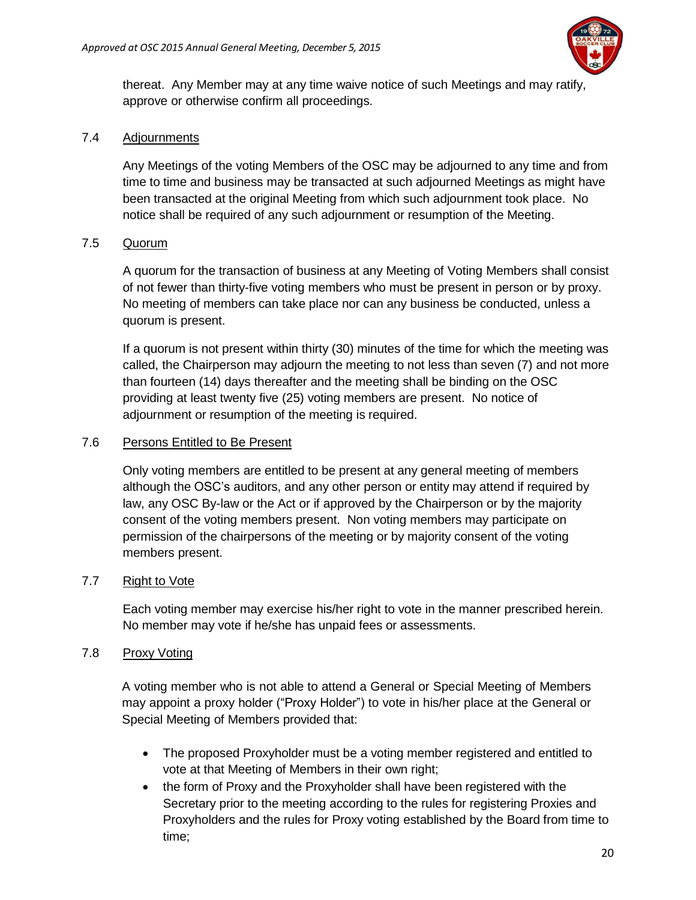thereat. Any Member may at any time waive notice of such Meetings and may ratify, approve or otherwise confirm all proceedings.

### 7.4 Adjournments

Any Meetings of the voting Members of the OSC may be adjourned to any time and from time to time and business may be transacted at such adjourned Meetings as might have been transacted at the original Meeting from which such adjournment took place. No notice shall be required of any such adjournment or resumption of the Meeting.

### 7.5 Quorum

A quorum for the transaction of business at any Meeting of Voting Members shall consist of not fewer than thirty-five voting members who must be present in person or by proxy. No meeting of members can take place nor can any business be conducted, unless a quorum is present.

If a quorum is not present within thirty (30) minutes of the time for which the meeting was called, the Chairperson may adjourn the meeting to not less than seven (7) and not more than fourteen (14) days thereafter and the meeting shall be binding on the OSC providing at least twenty five (25) voting members are present. No notice of adjournment or resumption of the meeting is required.

### 7.6 Persons Entitled to Be Present

Only voting members are entitled to be present at any general meeting of members although the OSC's auditors, and any other person or entity may attend if required by law, any OSC By-law or the Act or if approved by the Chairperson or by the majority consent of the voting members present. Non voting members may participate on permission of the chairpersons of the meeting or by majority consent of the voting members present.

### 7.7 Right to Vote

Each voting member may exercise his/her right to vote in the manner prescribed herein. No member may vote if he/she has unpaid fees or assessments.

### 7.8 Proxy Voting

A voting member who is not able to attend a General or Special Meeting of Members may appoint a proxy holder ("Proxy Holder") to vote in his/her place at the General or Special Meeting of Members provided that:

- The proposed Proxyholder must be a voting member registered and entitled to vote at that Meeting of Members in their own right;
- the form of Proxy and the Proxyholder shall have been registered with the Secretary prior to the meeting according to the rules for registering Proxies and Proxyholders and the rules for Proxy voting established by the Board from time to time;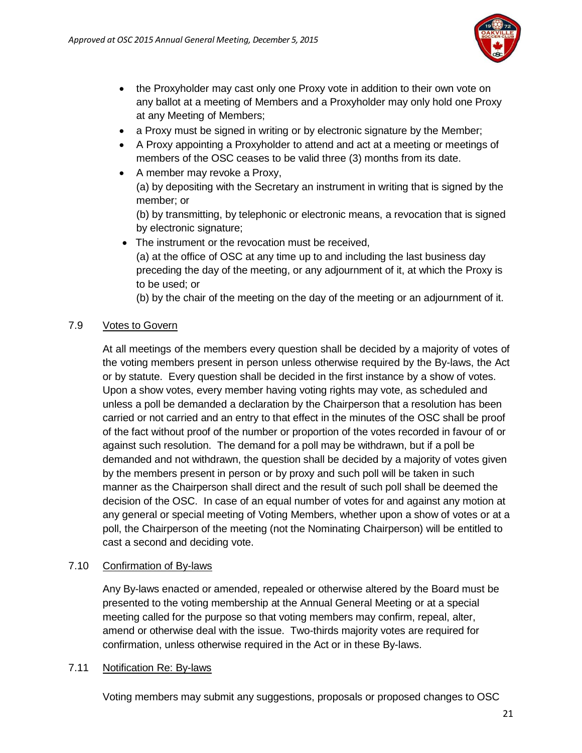- the Proxyholder may cast only one Proxy vote in addition to their own vote on any ballot at a meeting of Members and a Proxyholder may only hold one Proxy at any Meeting of Members;
- a Proxy must be signed in writing or by electronic signature by the Member;
- A Proxy appointing a Proxyholder to attend and act at a meeting or meetings of members of the OSC ceases to be valid three (3) months from its date.
- A member may revoke a Proxy,
  (a) by depositing with the Secretary an instrument in writing that is signed by the member; or
  (b) by transmitting, by telephonic or electronic means, a revocation that is signed by electronic signature;
- The instrument or the revocation must be received,
  (a) at the office of OSC at any time up to and including the last business day preceding the day of the meeting, or any adjournment of it, at which the Proxy is to be used; or
  (b) by the chair of the meeting on the day of the meeting or an adjournment of it.

### 7.9 Votes to Govern

At all meetings of the members every question shall be decided by a majority of votes of the voting members present in person unless otherwise required by the By-laws, the Act or by statute. Every question shall be decided in the first instance by a show of votes. Upon a show votes, every member having voting rights may vote, as scheduled and unless a poll be demanded a declaration by the Chairperson that a resolution has been carried or not carried and an entry to that effect in the minutes of the OSC shall be proof of the fact without proof of the number or proportion of the votes recorded in favour of or against such resolution. The demand for a poll may be withdrawn, but if a poll be demanded and not withdrawn, the question shall be decided by a majority of votes given by the members present in person or by proxy and such poll will be taken in such manner as the Chairperson shall direct and the result of such poll shall be deemed the decision of the OSC. In case of an equal number of votes for and against any motion at any general or special meeting of Voting Members, whether upon a show of votes or at a poll, the Chairperson of the meeting (not the Nominating Chairperson) will be entitled to cast a second and deciding vote.

### 7.10 Confirmation of By-laws

Any By-laws enacted or amended, repealed or otherwise altered by the Board must be presented to the voting membership at the Annual General Meeting or at a special meeting called for the purpose so that voting members may confirm, repeal, alter, amend or otherwise deal with the issue. Two-thirds majority votes are required for confirmation, unless otherwise required in the Act or in these By-laws.

### 7.11 Notification Re: By-laws

Voting members may submit any suggestions, proposals or proposed changes to OSC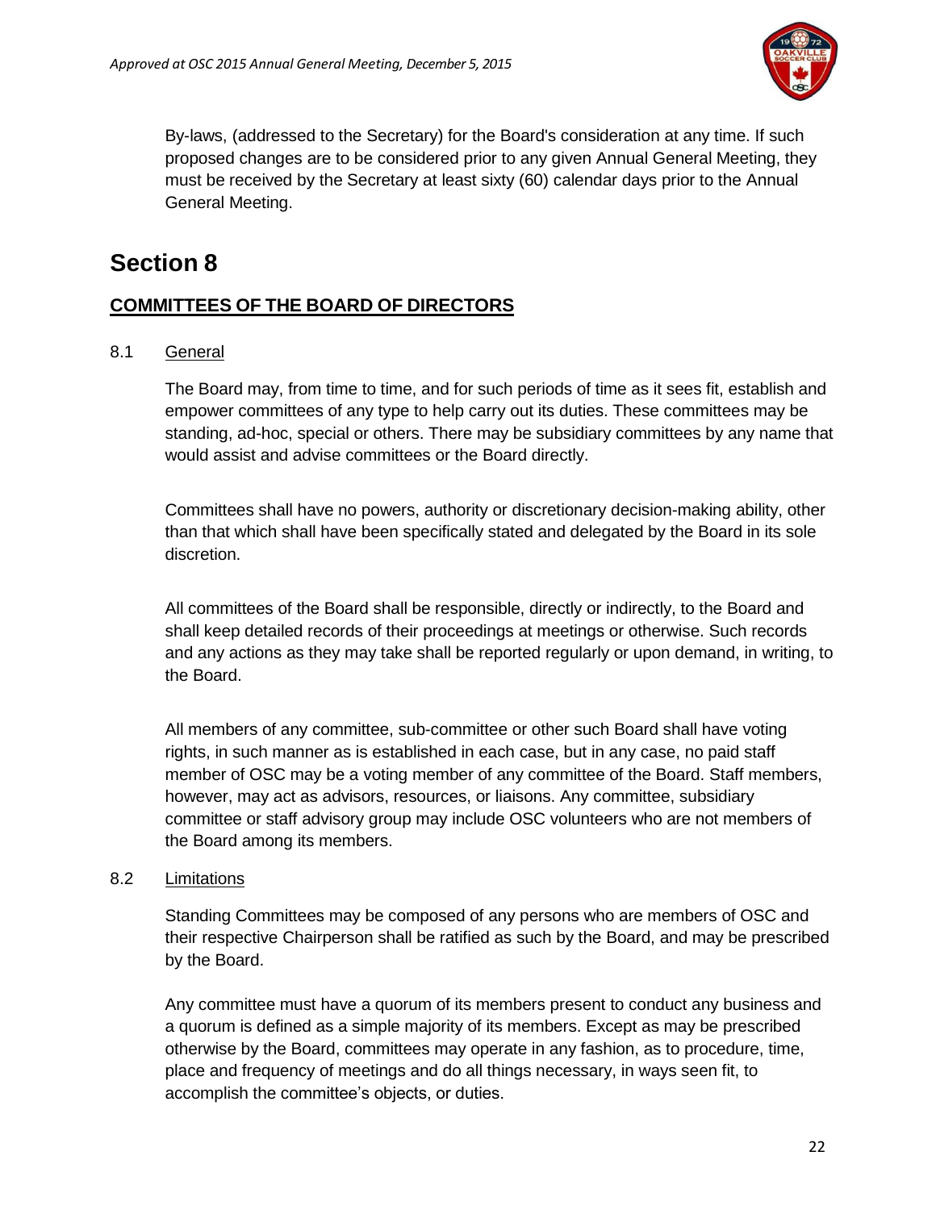By-laws, (addressed to the Secretary) for the Board's consideration at any time. If such proposed changes are to be considered prior to any given Annual General Meeting, they must be received by the Secretary at least sixty (60) calendar days prior to the Annual General Meeting.

# Section 8

## COMMITTEES OF THE BOARD OF DIRECTORS

8.1 General

The Board may, from time to time, and for such periods of time as it sees fit, establish and empower committees of any type to help carry out its duties. These committees may be standing, ad-hoc, special or others. There may be subsidiary committees by any name that would assist and advise committees or the Board directly.

Committees shall have no powers, authority or discretionary decision-making ability, other than that which shall have been specifically stated and delegated by the Board in its sole discretion.

All committees of the Board shall be responsible, directly or indirectly, to the Board and shall keep detailed records of their proceedings at meetings or otherwise. Such records and any actions as they may take shall be reported regularly or upon demand, in writing, to the Board.

All members of any committee, sub-committee or other such Board shall have voting rights, in such manner as is established in each case, but in any case, no paid staff member of OSC may be a voting member of any committee of the Board. Staff members, however, may act as advisors, resources, or liaisons. Any committee, subsidiary committee or staff advisory group may include OSC volunteers who are not members of the Board among its members.

8.2 Limitations

Standing Committees may be composed of any persons who are members of OSC and their respective Chairperson shall be ratified as such by the Board, and may be prescribed by the Board.

Any committee must have a quorum of its members present to conduct any business and a quorum is defined as a simple majority of its members. Except as may be prescribed otherwise by the Board, committees may operate in any fashion, as to procedure, time, place and frequency of meetings and do all things necessary, in ways seen fit, to accomplish the committee's objects, or duties.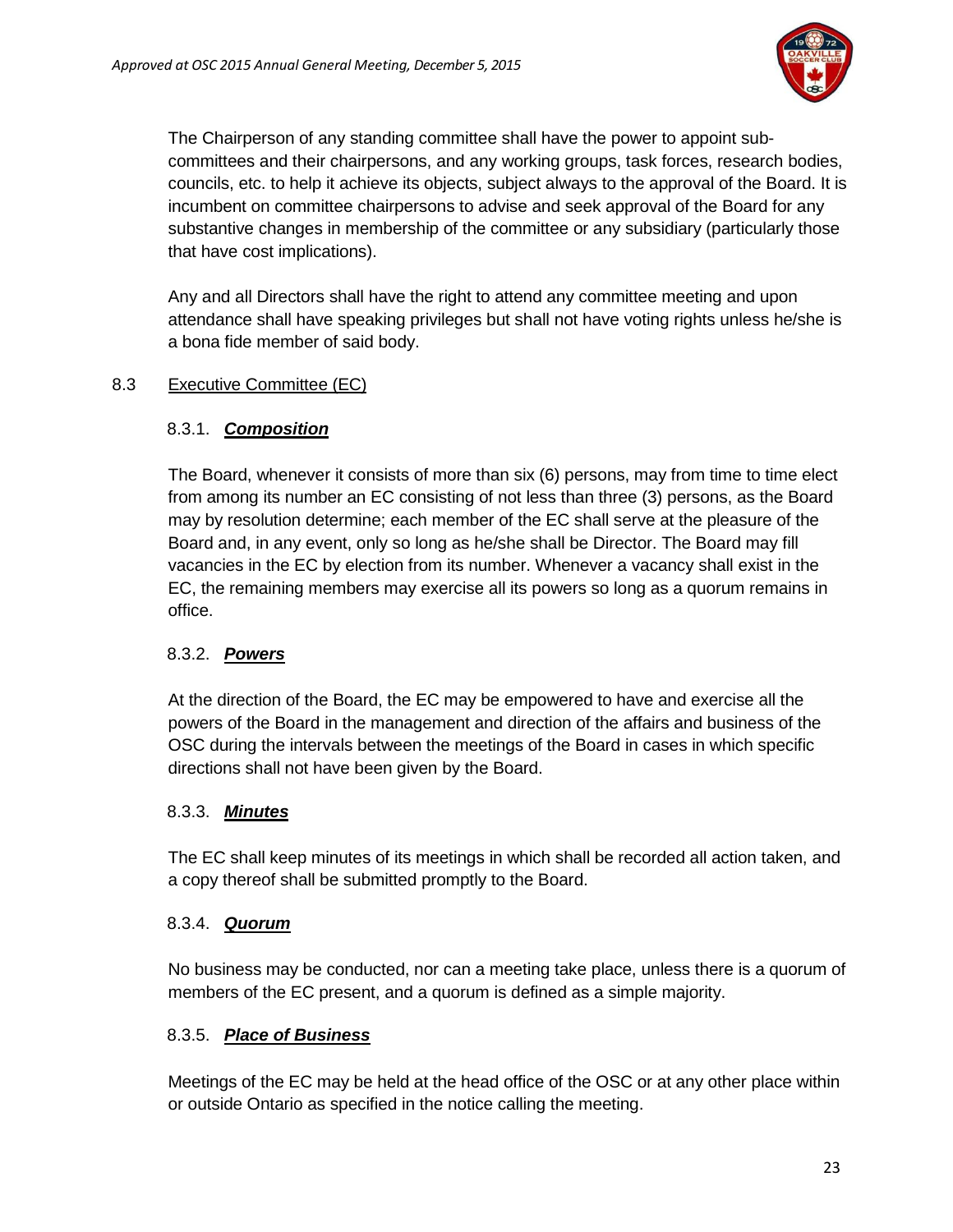The Chairperson of any standing committee shall have the power to appoint sub-committees and their chairpersons, and any working groups, task forces, research bodies, councils, etc. to help it achieve its objects, subject always to the approval of the Board. It is incumbent on committee chairpersons to advise and seek approval of the Board for any substantive changes in membership of the committee or any subsidiary (particularly those that have cost implications).

Any and all Directors shall have the right to attend any committee meeting and upon attendance shall have speaking privileges but shall not have voting rights unless he/she is a bona fide member of said body.

## 8.3 Executive Committee (EC)

### 8.3.1. ***Composition***

The Board, whenever it consists of more than six (6) persons, may from time to time elect from among its number an EC consisting of not less than three (3) persons, as the Board may by resolution determine; each member of the EC shall serve at the pleasure of the Board and, in any event, only so long as he/she shall be Director. The Board may fill vacancies in the EC by election from its number. Whenever a vacancy shall exist in the EC, the remaining members may exercise all its powers so long as a quorum remains in office.

### 8.3.2. ***Powers***

At the direction of the Board, the EC may be empowered to have and exercise all the powers of the Board in the management and direction of the affairs and business of the OSC during the intervals between the meetings of the Board in cases in which specific directions shall not have been given by the Board.

### 8.3.3. ***Minutes***

The EC shall keep minutes of its meetings in which shall be recorded all action taken, and a copy thereof shall be submitted promptly to the Board.

### 8.3.4. ***Quorum***

No business may be conducted, nor can a meeting take place, unless there is a quorum of members of the EC present, and a quorum is defined as a simple majority.

### 8.3.5. ***Place of Business***

Meetings of the EC may be held at the head office of the OSC or at any other place within or outside Ontario as specified in the notice calling the meeting.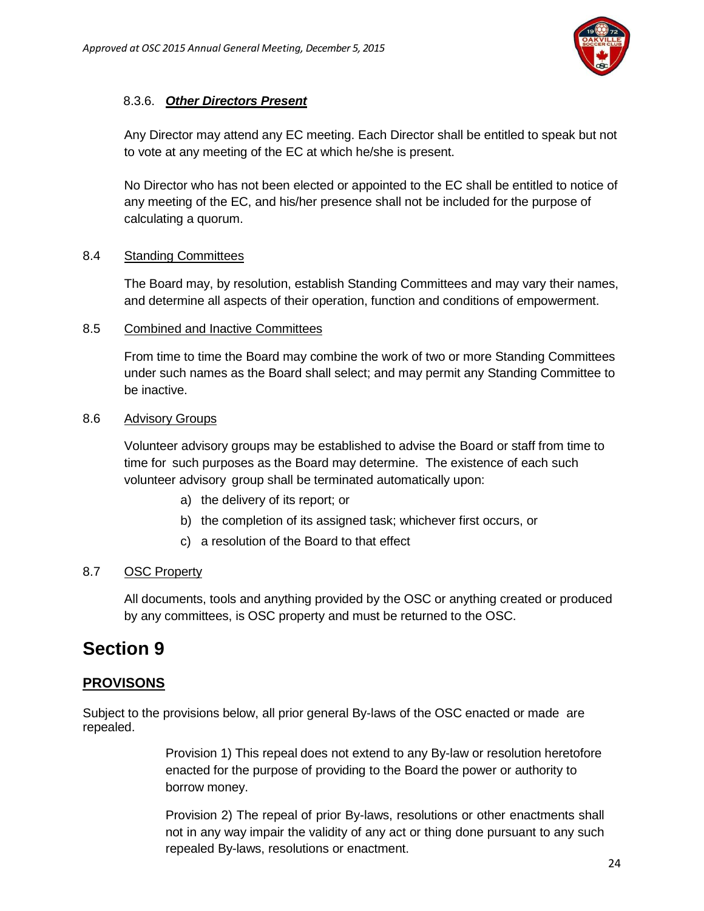#### 8.3.6. ***Other Directors Present***

Any Director may attend any EC meeting. Each Director shall be entitled to speak but not to vote at any meeting of the EC at which he/she is present.

No Director who has not been elected or appointed to the EC shall be entitled to notice of any meeting of the EC, and his/her presence shall not be included for the purpose of calculating a quorum.

### 8.4 Standing Committees

The Board may, by resolution, establish Standing Committees and may vary their names, and determine all aspects of their operation, function and conditions of empowerment.

### 8.5 Combined and Inactive Committees

From time to time the Board may combine the work of two or more Standing Committees under such names as the Board shall select; and may permit any Standing Committee to be inactive.

### 8.6 Advisory Groups

Volunteer advisory groups may be established to advise the Board or staff from time to time for such purposes as the Board may determine. The existence of each such volunteer advisory group shall be terminated automatically upon:

a) the delivery of its report; or
b) the completion of its assigned task; whichever first occurs, or
c) a resolution of the Board to that effect

### 8.7 OSC Property

All documents, tools and anything provided by the OSC or anything created or produced by any committees, is OSC property and must be returned to the OSC.

# Section 9

## PROVISONS

Subject to the provisions below, all prior general By-laws of the OSC enacted or made are repealed.

Provision 1) This repeal does not extend to any By-law or resolution heretofore enacted for the purpose of providing to the Board the power or authority to borrow money.

Provision 2) The repeal of prior By-laws, resolutions or other enactments shall not in any way impair the validity of any act or thing done pursuant to any such repealed By-laws, resolutions or enactment.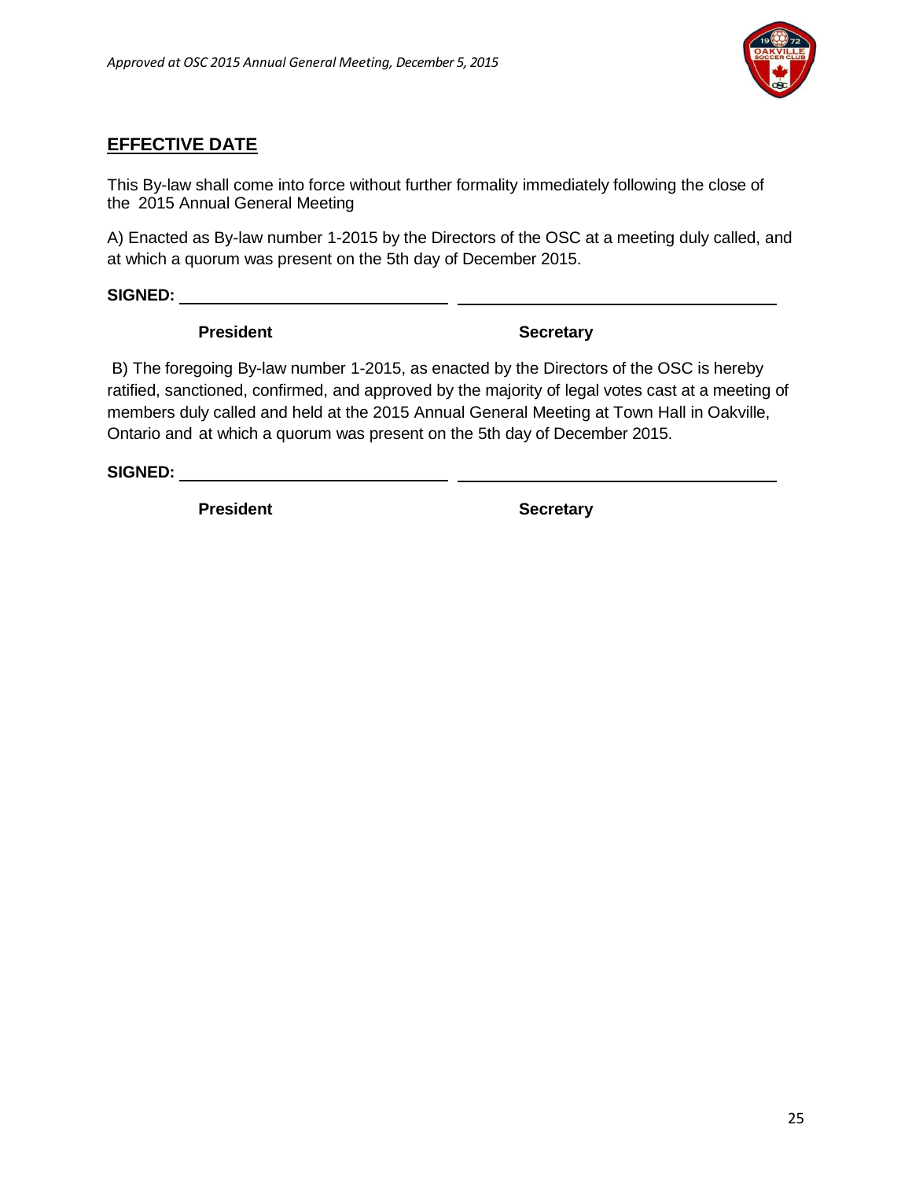## EFFECTIVE DATE

This By-law shall come into force without further formality immediately following the close of the 2015 Annual General Meeting

A) Enacted as By-law number 1-2015 by the Directors of the OSC at a meeting duly called, and at which a quorum was present on the 5th day of December 2015.

**SIGNED:** ______________________________ ______________________________

**President** **Secretary**

B) The foregoing By-law number 1-2015, as enacted by the Directors of the OSC is hereby ratified, sanctioned, confirmed, and approved by the majority of legal votes cast at a meeting of members duly called and held at the 2015 Annual General Meeting at Town Hall in Oakville, Ontario and at which a quorum was present on the 5th day of December 2015.

**SIGNED:** ______________________________ ______________________________

**President** **Secretary**